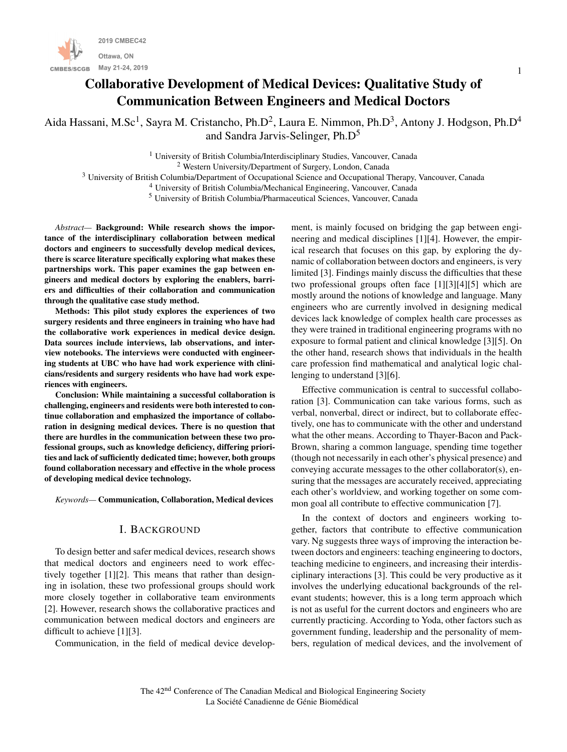# Collaborative Development of Medical Devices: Qualitative Study of Communication Between Engineers and Medical Doctors

Aida Hassani, M.Sc[1], Sayra M. Cristancho, Ph.D[2], Laura E. Nimmon, Ph.D[3], Antony J. Hodgson, Ph.D[4] and Sandra Jarvis-Selinger, Ph.D[5]

[1] University of British Columbia/Interdisciplinary Studies, Vancouver, Canada
[2] Western University/Department of Surgery, London, Canada
[3] University of British Columbia/Department of Occupational Science and Occupational Therapy, Vancouver, Canada
[4] University of British Columbia/Mechanical Engineering, Vancouver, Canada
[5] University of British Columbia/Pharmaceutical Sciences, Vancouver, Canada

*Abstract*— **Background: While research shows the importance of the interdisciplinary collaboration between medical doctors and engineers to successfully develop medical devices, there is scarce literature specifically exploring what makes these partnerships work. This paper examines the gap between engineers and medical doctors by exploring the enablers, barriers and difficulties of their collaboration and communication through the qualitative case study method.**

**Methods: This pilot study explores the experiences of two surgery residents and three engineers in training who have had the collaborative work experiences in medical device design. Data sources include interviews, lab observations, and interview notebooks. The interviews were conducted with engineering students at UBC who have had work experience with clinicians/residents and surgery residents who have had work experiences with engineers.**

**Conclusion: While maintaining a successful collaboration is challenging, engineers and residents were both interested to continue collaboration and emphasized the importance of collaboration in designing medical devices. There is no question that there are hurdles in the communication between these two professional groups, such as knowledge deficiency, differing priorities and lack of sufficiently dedicated time; however, both groups found collaboration necessary and effective in the whole process of developing medical device technology.**

*Keywords*— **Communication, Collaboration, Medical devices**

## I. Background

To design better and safer medical devices, research shows that medical doctors and engineers need to work effectively together [1][2]. This means that rather than designing in isolation, these two professional groups should work more closely together in collaborative team environments [2]. However, research shows the collaborative practices and communication between medical doctors and engineers are difficult to achieve [1][3].

Communication, in the field of medical device development, is mainly focused on bridging the gap between engineering and medical disciplines [1][4]. However, the empirical research that focuses on this gap, by exploring the dynamic of collaboration between doctors and engineers, is very limited [3]. Findings mainly discuss the difficulties that these two professional groups often face [1][3][4][5] which are mostly around the notions of knowledge and language. Many engineers who are currently involved in designing medical devices lack knowledge of complex health care processes as they were trained in traditional engineering programs with no exposure to formal patient and clinical knowledge [3][5]. On the other hand, research shows that individuals in the health care profession find mathematical and analytical logic challenging to understand [3][6].

Effective communication is central to successful collaboration [3]. Communication can take various forms, such as verbal, nonverbal, direct or indirect, but to collaborate effectively, one has to communicate with the other and understand what the other means. According to Thayer-Bacon and Pack-Brown, sharing a common language, spending time together (though not necessarily in each other's physical presence) and conveying accurate messages to the other collaborator(s), ensuring that the messages are accurately received, appreciating each other's worldview, and working together on some common goal all contribute to effective communication [7].

In the context of doctors and engineers working together, factors that contribute to effective communication vary. Ng suggests three ways of improving the interaction between doctors and engineers: teaching engineering to doctors, teaching medicine to engineers, and increasing their interdisciplinary interactions [3]. This could be very productive as it involves the underlying educational backgrounds of the relevant students; however, this is a long term approach which is not as useful for the current doctors and engineers who are currently practicing. According to Yoda, other factors such as government funding, leadership and the personality of members, regulation of medical devices, and the involvement of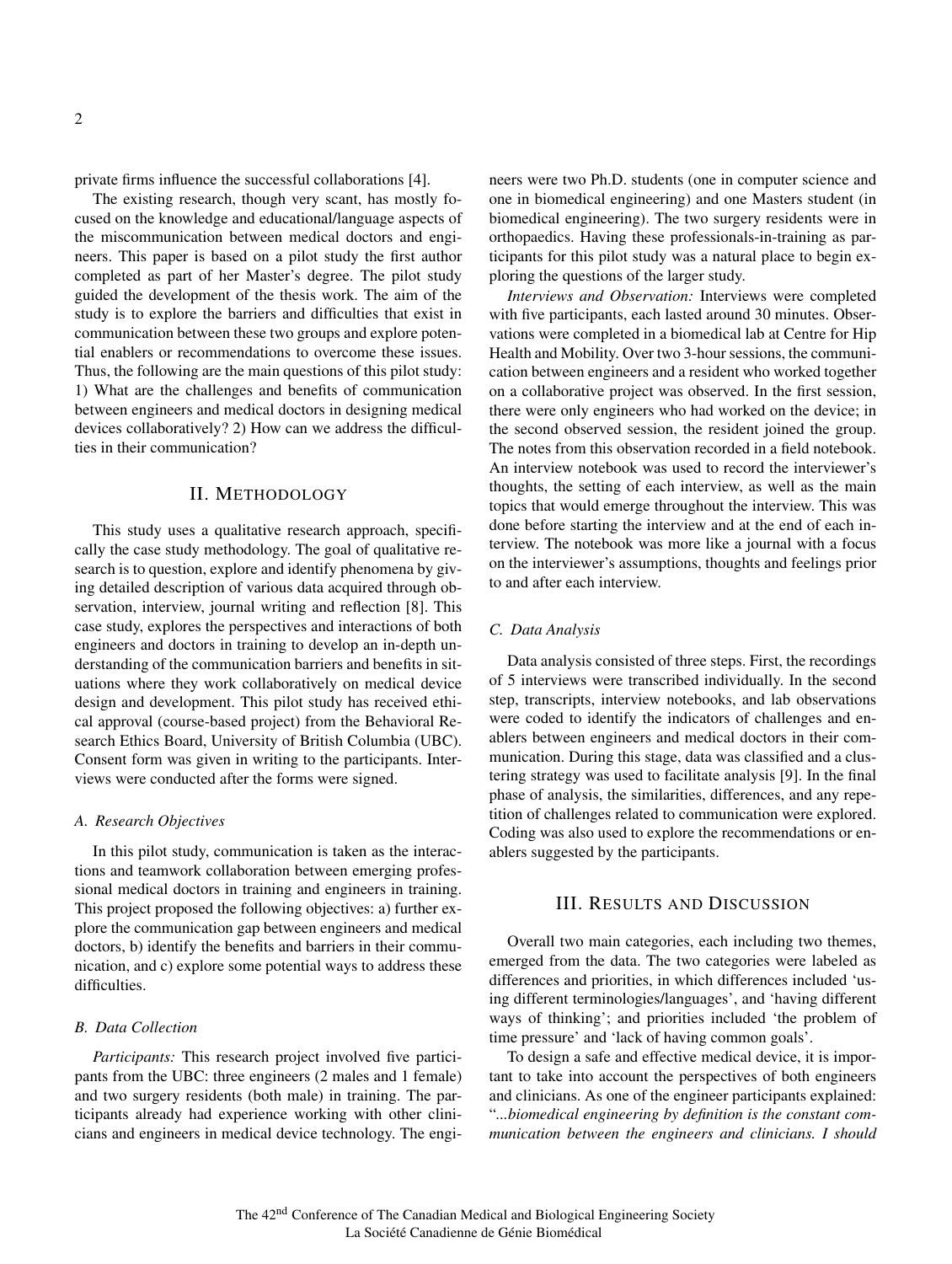private firms influence the successful collaborations [4].

The existing research, though very scant, has mostly focused on the knowledge and educational/language aspects of the miscommunication between medical doctors and engineers. This paper is based on a pilot study the first author completed as part of her Master's degree. The pilot study guided the development of the thesis work. The aim of the study is to explore the barriers and difficulties that exist in communication between these two groups and explore potential enablers or recommendations to overcome these issues. Thus, the following are the main questions of this pilot study: 1) What are the challenges and benefits of communication between engineers and medical doctors in designing medical devices collaboratively? 2) How can we address the difficulties in their communication?

## II. Methodology

This study uses a qualitative research approach, specifically the case study methodology. The goal of qualitative research is to question, explore and identify phenomena by giving detailed description of various data acquired through observation, interview, journal writing and reflection [8]. This case study, explores the perspectives and interactions of both engineers and doctors in training to develop an in-depth understanding of the communication barriers and benefits in situations where they work collaboratively on medical device design and development. This pilot study has received ethical approval (course-based project) from the Behavioral Research Ethics Board, University of British Columbia (UBC). Consent form was given in writing to the participants. Interviews were conducted after the forms were signed.

### A. Research Objectives

In this pilot study, communication is taken as the interactions and teamwork collaboration between emerging professional medical doctors in training and engineers in training. This project proposed the following objectives: a) further explore the communication gap between engineers and medical doctors, b) identify the benefits and barriers in their communication, and c) explore some potential ways to address these difficulties.

### B. Data Collection

*Participants:* This research project involved five participants from the UBC: three engineers (2 males and 1 female) and two surgery residents (both male) in training. The participants already had experience working with other clinicians and engineers in medical device technology. The engineers were two Ph.D. students (one in computer science and one in biomedical engineering) and one Masters student (in biomedical engineering). The two surgery residents were in orthopaedics. Having these professionals-in-training as participants for this pilot study was a natural place to begin exploring the questions of the larger study.

*Interviews and Observation:* Interviews were completed with five participants, each lasted around 30 minutes. Observations were completed in a biomedical lab at Centre for Hip Health and Mobility. Over two 3-hour sessions, the communication between engineers and a resident who worked together on a collaborative project was observed. In the first session, there were only engineers who had worked on the device; in the second observed session, the resident joined the group. The notes from this observation recorded in a field notebook. An interview notebook was used to record the interviewer's thoughts, the setting of each interview, as well as the main topics that would emerge throughout the interview. This was done before starting the interview and at the end of each interview. The notebook was more like a journal with a focus on the interviewer's assumptions, thoughts and feelings prior to and after each interview.

### C. Data Analysis

Data analysis consisted of three steps. First, the recordings of 5 interviews were transcribed individually. In the second step, transcripts, interview notebooks, and lab observations were coded to identify the indicators of challenges and enablers between engineers and medical doctors in their communication. During this stage, data was classified and a clustering strategy was used to facilitate analysis [9]. In the final phase of analysis, the similarities, differences, and any repetition of challenges related to communication were explored. Coding was also used to explore the recommendations or enablers suggested by the participants.

## III. Results and Discussion

Overall two main categories, each including two themes, emerged from the data. The two categories were labeled as differences and priorities, in which differences included 'using different terminologies/languages', and 'having different ways of thinking'; and priorities included 'the problem of time pressure' and 'lack of having common goals'.

To design a safe and effective medical device, it is important to take into account the perspectives of both engineers and clinicians. As one of the engineer participants explained: "*...biomedical engineering by definition is the constant communication between the engineers and clinicians. I should*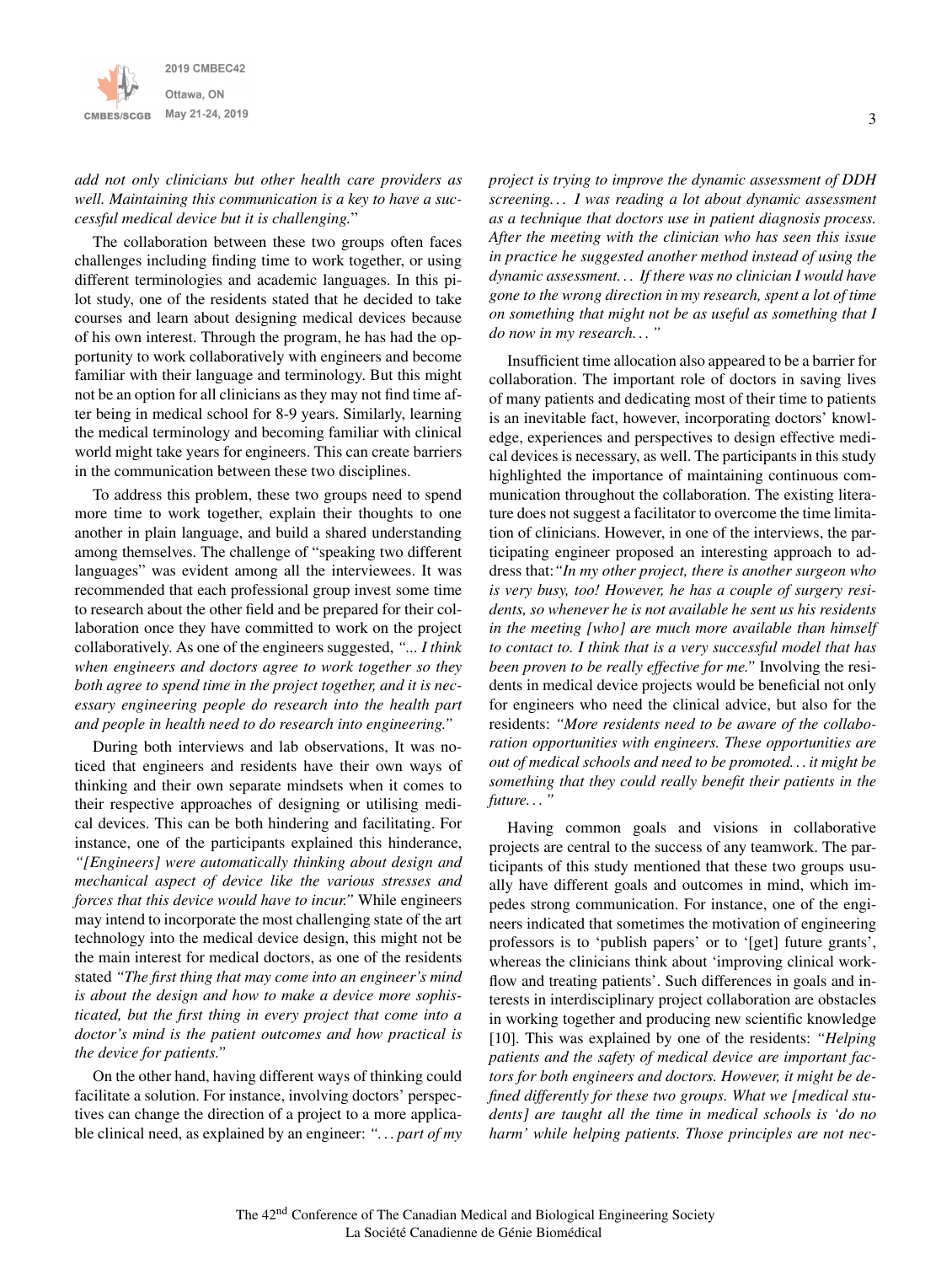*add not only clinicians but other health care providers as well. Maintaining this communication is a key to have a successful medical device but it is challenging.*"

The collaboration between these two groups often faces challenges including finding time to work together, or using different terminologies and academic languages. In this pilot study, one of the residents stated that he decided to take courses and learn about designing medical devices because of his own interest. Through the program, he has had the opportunity to work collaboratively with engineers and become familiar with their language and terminology. But this might not be an option for all clinicians as they may not find time after being in medical school for 8-9 years. Similarly, learning the medical terminology and becoming familiar with clinical world might take years for engineers. This can create barriers in the communication between these two disciplines.

To address this problem, these two groups need to spend more time to work together, explain their thoughts to one another in plain language, and build a shared understanding among themselves. The challenge of "speaking two different languages" was evident among all the interviewees. It was recommended that each professional group invest some time to research about the other field and be prepared for their collaboration once they have committed to work on the project collaboratively. As one of the engineers suggested, *"... I think when engineers and doctors agree to work together so they both agree to spend time in the project together, and it is necessary engineering people do research into the health part and people in health need to do research into engineering."*

During both interviews and lab observations, It was noticed that engineers and residents have their own ways of thinking and their own separate mindsets when it comes to their respective approaches of designing or utilising medical devices. This can be both hindering and facilitating. For instance, one of the participants explained this hinderance, *"[Engineers] were automatically thinking about design and mechanical aspect of device like the various stresses and forces that this device would have to incur."* While engineers may intend to incorporate the most challenging state of the art technology into the medical device design, this might not be the main interest for medical doctors, as one of the residents stated *"The first thing that may come into an engineer's mind is about the design and how to make a device more sophisticated, but the first thing in every project that come into a doctor's mind is the patient outcomes and how practical is the device for patients."*

On the other hand, having different ways of thinking could facilitate a solution. For instance, involving doctors' perspectives can change the direction of a project to a more applicable clinical need, as explained by an engineer: *"... part of my project is trying to improve the dynamic assessment of DDH screening... I was reading a lot about dynamic assessment as a technique that doctors use in patient diagnosis process. After the meeting with the clinician who has seen this issue in practice he suggested another method instead of using the dynamic assessment... If there was no clinician I would have gone to the wrong direction in my research, spent a lot of time on something that might not be as useful as something that I do now in my research..."*

Insufficient time allocation also appeared to be a barrier for collaboration. The important role of doctors in saving lives of many patients and dedicating most of their time to patients is an inevitable fact, however, incorporating doctors' knowledge, experiences and perspectives to design effective medical devices is necessary, as well. The participants in this study highlighted the importance of maintaining continuous communication throughout the collaboration. The existing literature does not suggest a facilitator to overcome the time limitation of clinicians. However, in one of the interviews, the participating engineer proposed an interesting approach to address that:*"In my other project, there is another surgeon who is very busy, too! However, he has a couple of surgery residents, so whenever he is not available he sent us his residents in the meeting [who] are much more available than himself to contact to. I think that is a very successful model that has been proven to be really effective for me."* Involving the residents in medical device projects would be beneficial not only for engineers who need the clinical advice, but also for the residents: *"More residents need to be aware of the collaboration opportunities with engineers. These opportunities are out of medical schools and need to be promoted... it might be something that they could really benefit their patients in the future..."*

Having common goals and visions in collaborative projects are central to the success of any teamwork. The participants of this study mentioned that these two groups usually have different goals and outcomes in mind, which impedes strong communication. For instance, one of the engineers indicated that sometimes the motivation of engineering professors is to 'publish papers' or to '[get] future grants', whereas the clinicians think about 'improving clinical workflow and treating patients'. Such differences in goals and interests in interdisciplinary project collaboration are obstacles in working together and producing new scientific knowledge [10]. This was explained by one of the residents: *"Helping patients and the safety of medical device are important factors for both engineers and doctors. However, it might be defined differently for these two groups. What we [medical students] are taught all the time in medical schools is 'do no harm' while helping patients. Those principles are not nec-*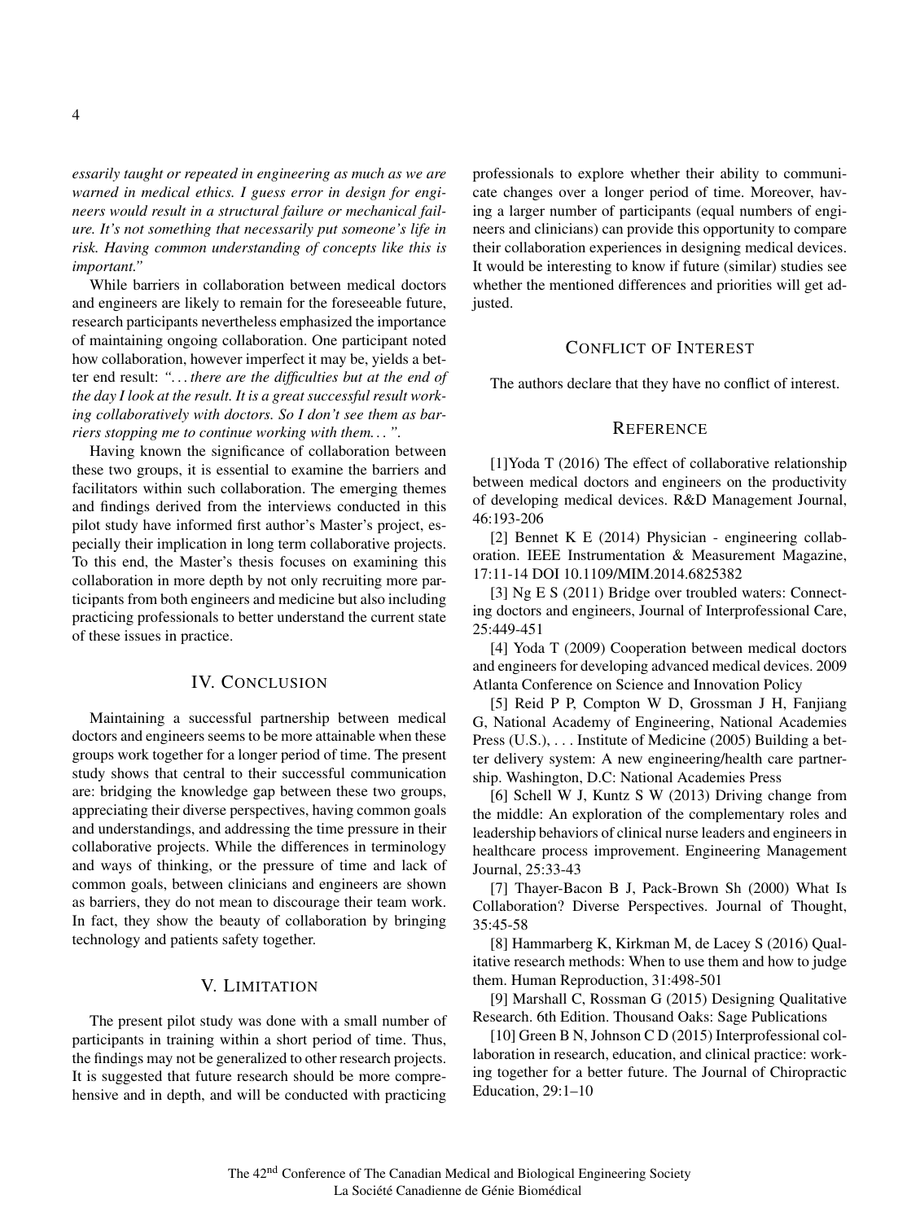*essarily taught or repeated in engineering as much as we are warned in medical ethics. I guess error in design for engineers would result in a structural failure or mechanical failure. It's not something that necessarily put someone's life in risk. Having common understanding of concepts like this is important."*

While barriers in collaboration between medical doctors and engineers are likely to remain for the foreseeable future, research participants nevertheless emphasized the importance of maintaining ongoing collaboration. One participant noted how collaboration, however imperfect it may be, yields a better end result: *"...there are the difficulties but at the end of the day I look at the result. It is a great successful result working collaboratively with doctors. So I don't see them as barriers stopping me to continue working with them..."*.

Having known the significance of collaboration between these two groups, it is essential to examine the barriers and facilitators within such collaboration. The emerging themes and findings derived from the interviews conducted in this pilot study have informed first author's Master's project, especially their implication in long term collaborative projects. To this end, the Master's thesis focuses on examining this collaboration in more depth by not only recruiting more participants from both engineers and medicine but also including practicing professionals to better understand the current state of these issues in practice.

## IV. Conclusion

Maintaining a successful partnership between medical doctors and engineers seems to be more attainable when these groups work together for a longer period of time. The present study shows that central to their successful communication are: bridging the knowledge gap between these two groups, appreciating their diverse perspectives, having common goals and understandings, and addressing the time pressure in their collaborative projects. While the differences in terminology and ways of thinking, or the pressure of time and lack of common goals, between clinicians and engineers are shown as barriers, they do not mean to discourage their team work. In fact, they show the beauty of collaboration by bringing technology and patients safety together.

## V. Limitation

The present pilot study was done with a small number of participants in training within a short period of time. Thus, the findings may not be generalized to other research projects. It is suggested that future research should be more comprehensive and in depth, and will be conducted with practicing professionals to explore whether their ability to communicate changes over a longer period of time. Moreover, having a larger number of participants (equal numbers of engineers and clinicians) can provide this opportunity to compare their collaboration experiences in designing medical devices. It would be interesting to know if future (similar) studies see whether the mentioned differences and priorities will get adjusted.

## Conflict of Interest

The authors declare that they have no conflict of interest.

## Reference

[1]Yoda T (2016) The effect of collaborative relationship between medical doctors and engineers on the productivity of developing medical devices. R&D Management Journal, 46:193-206

[2] Bennet K E (2014) Physician - engineering collaboration. IEEE Instrumentation & Measurement Magazine, 17:11-14 DOI 10.1109/MIM.2014.6825382

[3] Ng E S (2011) Bridge over troubled waters: Connecting doctors and engineers, Journal of Interprofessional Care, 25:449-451

[4] Yoda T (2009) Cooperation between medical doctors and engineers for developing advanced medical devices. 2009 Atlanta Conference on Science and Innovation Policy

[5] Reid P P, Compton W D, Grossman J H, Fanjiang G, National Academy of Engineering, National Academies Press (U.S.), . . . Institute of Medicine (2005) Building a better delivery system: A new engineering/health care partnership. Washington, D.C: National Academies Press

[6] Schell W J, Kuntz S W (2013) Driving change from the middle: An exploration of the complementary roles and leadership behaviors of clinical nurse leaders and engineers in healthcare process improvement. Engineering Management Journal, 25:33-43

[7] Thayer-Bacon B J, Pack-Brown Sh (2000) What Is Collaboration? Diverse Perspectives. Journal of Thought, 35:45-58

[8] Hammarberg K, Kirkman M, de Lacey S (2016) Qualitative research methods: When to use them and how to judge them. Human Reproduction, 31:498-501

[9] Marshall C, Rossman G (2015) Designing Qualitative Research. 6th Edition. Thousand Oaks: Sage Publications

[10] Green B N, Johnson C D (2015) Interprofessional collaboration in research, education, and clinical practice: working together for a better future. The Journal of Chiropractic Education, 29:1–10